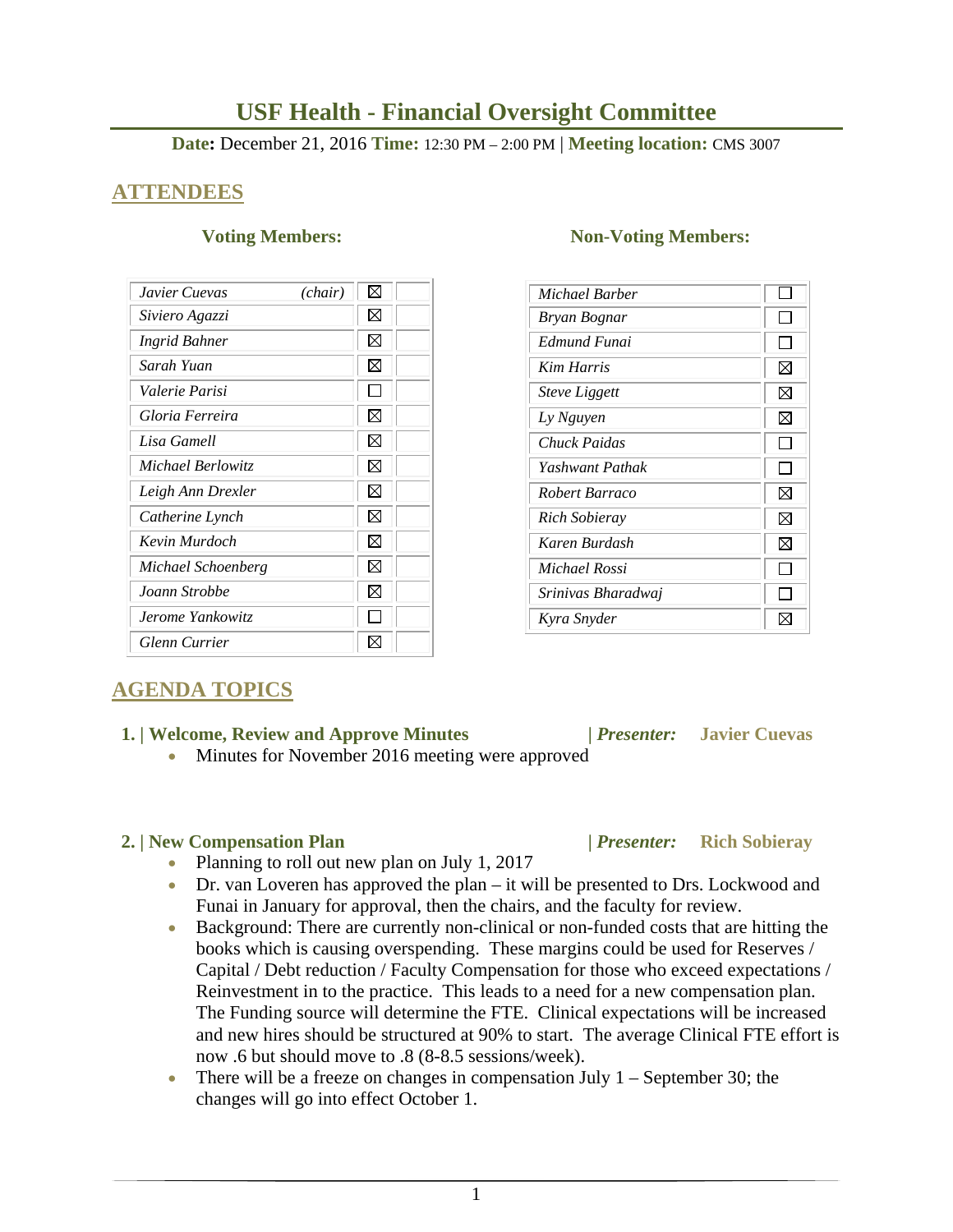# USF Health - Financial Oversight Committee

**Date:** December 21, 2016 **Time:** 12:30 PM – 2:00 PM | **Meeting location:** CMS 3007

## ATTENDEES

### Voting Members:

| Name | Present |
|---|---|
| *Javier Cuevas (chair)* | ☒ |
| *Siviero Agazzi* | ☒ |
| *Ingrid Bahner* | ☒ |
| *Sarah Yuan* | ☒ |
| *Valerie Parisi* | ☐ |
| *Gloria Ferreira* | ☒ |
| *Lisa Gamell* | ☒ |
| *Michael Berlowitz* | ☒ |
| *Leigh Ann Drexler* | ☒ |
| *Catherine Lynch* | ☒ |
| *Kevin Murdoch* | ☒ |
| *Michael Schoenberg* | ☒ |
| *Joann Strobbe* | ☒ |
| *Jerome Yankowitz* | ☐ |
| *Glenn Currier* | ☒ |

### Non-Voting Members:

| Name | Present |
|---|---|
| *Michael Barber* | ☐ |
| *Bryan Bognar* | ☐ |
| *Edmund Funai* | ☐ |
| *Kim Harris* | ☒ |
| *Steve Liggett* | ☒ |
| *Ly Nguyen* | ☒ |
| *Chuck Paidas* | ☐ |
| *Yashwant Pathak* | ☐ |
| *Robert Barraco* | ☒ |
| *Rich Sobieray* | ☒ |
| *Karen Burdash* | ☒ |
| *Michael Rossi* | ☐ |
| *Srinivas Bharadwaj* | ☐ |
| *Kyra Snyder* | ☒ |

## AGENDA TOPICS

### 1. | Welcome, Review and Approve Minutes | *Presenter:* Javier Cuevas

- Minutes for November 2016 meeting were approved

### 2. | New Compensation Plan | *Presenter:* Rich Sobieray

- Planning to roll out new plan on July 1, 2017
- Dr. van Loveren has approved the plan – it will be presented to Drs. Lockwood and Funai in January for approval, then the chairs, and the faculty for review.
- Background: There are currently non-clinical or non-funded costs that are hitting the books which is causing overspending. These margins could be used for Reserves / Capital / Debt reduction / Faculty Compensation for those who exceed expectations / Reinvestment in to the practice. This leads to a need for a new compensation plan. The Funding source will determine the FTE. Clinical expectations will be increased and new hires should be structured at 90% to start. The average Clinical FTE effort is now .6 but should move to .8 (8-8.5 sessions/week).
- There will be a freeze on changes in compensation July 1 – September 30; the changes will go into effect October 1.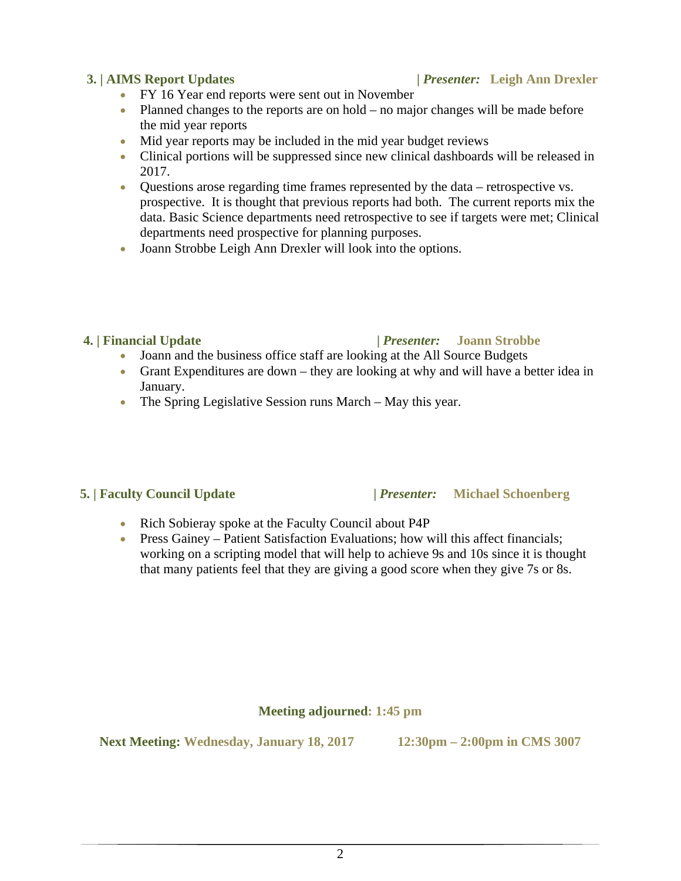### 3. | AIMS Report Updates | *Presenter:* Leigh Ann Drexler

- FY 16 Year end reports were sent out in November
- Planned changes to the reports are on hold – no major changes will be made before the mid year reports
- Mid year reports may be included in the mid year budget reviews
- Clinical portions will be suppressed since new clinical dashboards will be released in 2017.
- Questions arose regarding time frames represented by the data – retrospective vs. prospective. It is thought that previous reports had both. The current reports mix the data. Basic Science departments need retrospective to see if targets were met; Clinical departments need prospective for planning purposes.
- Joann Strobbe Leigh Ann Drexler will look into the options.

### 4. | Financial Update | *Presenter:* Joann Strobbe

- Joann and the business office staff are looking at the All Source Budgets
- Grant Expenditures are down – they are looking at why and will have a better idea in January.
- The Spring Legislative Session runs March – May this year.

### 5. | Faculty Council Update | *Presenter:* Michael Schoenberg

- Rich Sobieray spoke at the Faculty Council about P4P
- Press Gainey – Patient Satisfaction Evaluations; how will this affect financials; working on a scripting model that will help to achieve 9s and 10s since it is thought that many patients feel that they are giving a good score when they give 7s or 8s.

**Meeting adjourned: 1:45 pm**

**Next Meeting: Wednesday, January 18, 2017 12:30pm – 2:00pm in CMS 3007**